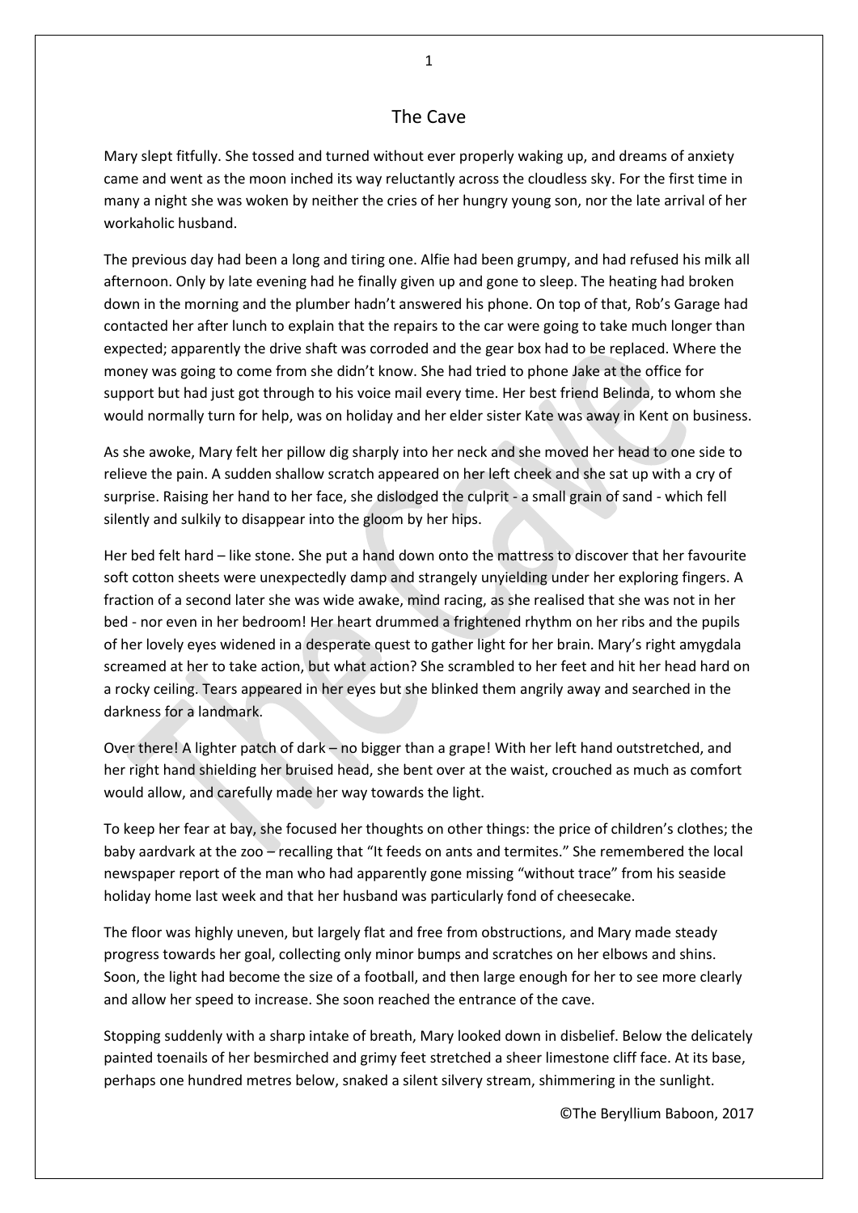# The Cave

Mary slept fitfully. She tossed and turned without ever properly waking up, and dreams of anxiety came and went as the moon inched its way reluctantly across the cloudless sky. For the first time in many a night she was woken by neither the cries of her hungry young son, nor the late arrival of her workaholic husband.

The previous day had been a long and tiring one. Alfie had been grumpy, and had refused his milk all afternoon. Only by late evening had he finally given up and gone to sleep. The heating had broken down in the morning and the plumber hadn't answered his phone. On top of that, Rob's Garage had contacted her after lunch to explain that the repairs to the car were going to take much longer than expected; apparently the drive shaft was corroded and the gear box had to be replaced. Where the money was going to come from she didn't know. She had tried to phone Jake at the office for support but had just got through to his voice mail every time. Her best friend Belinda, to whom she would normally turn for help, was on holiday and her elder sister Kate was away in Kent on business.

As she awoke, Mary felt her pillow dig sharply into her neck and she moved her head to one side to relieve the pain. A sudden shallow scratch appeared on her left cheek and she sat up with a cry of surprise. Raising her hand to her face, she dislodged the culprit - a small grain of sand - which fell silently and sulkily to disappear into the gloom by her hips.

Her bed felt hard – like stone. She put a hand down onto the mattress to discover that her favourite soft cotton sheets were unexpectedly damp and strangely unyielding under her exploring fingers. A fraction of a second later she was wide awake, mind racing, as she realised that she was not in her bed - nor even in her bedroom! Her heart drummed a frightened rhythm on her ribs and the pupils of her lovely eyes widened in a desperate quest to gather light for her brain. Mary's right amygdala screamed at her to take action, but what action? She scrambled to her feet and hit her head hard on a rocky ceiling. Tears appeared in her eyes but she blinked them angrily away and searched in the darkness for a landmark.

Over there! A lighter patch of dark – no bigger than a grape! With her left hand outstretched, and her right hand shielding her bruised head, she bent over at the waist, crouched as much as comfort would allow, and carefully made her way towards the light.

To keep her fear at bay, she focused her thoughts on other things: the price of children's clothes; the baby aardvark at the zoo – recalling that "It feeds on ants and termites." She remembered the local newspaper report of the man who had apparently gone missing "without trace" from his seaside holiday home last week and that her husband was particularly fond of cheesecake.

The floor was highly uneven, but largely flat and free from obstructions, and Mary made steady progress towards her goal, collecting only minor bumps and scratches on her elbows and shins. Soon, the light had become the size of a football, and then large enough for her to see more clearly and allow her speed to increase. She soon reached the entrance of the cave.

Stopping suddenly with a sharp intake of breath, Mary looked down in disbelief. Below the delicately painted toenails of her besmirched and grimy feet stretched a sheer limestone cliff face. At its base, perhaps one hundred metres below, snaked a silent silvery stream, shimmering in the sunlight.

©The Beryllium Baboon, 2017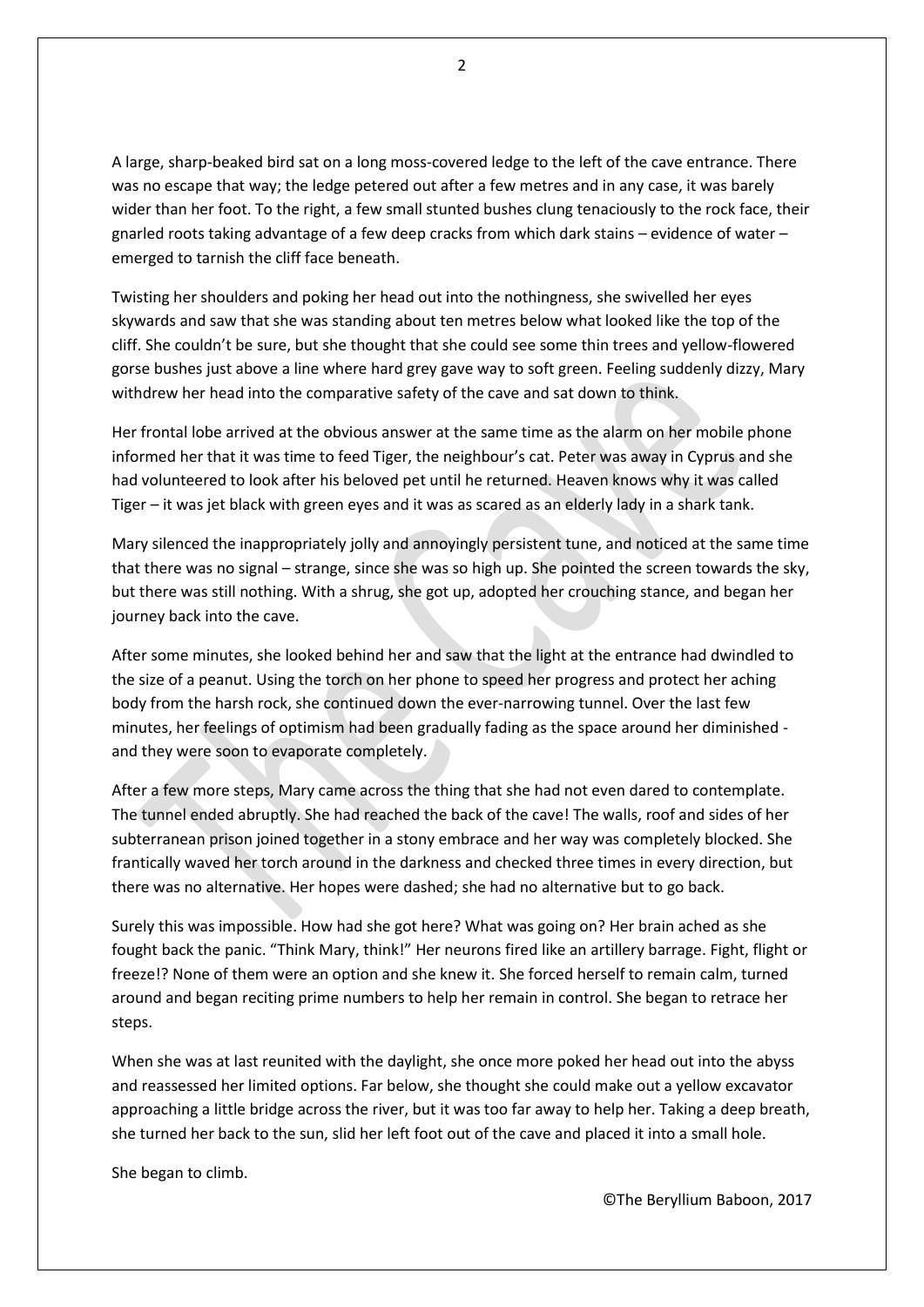A large, sharp-beaked bird sat on a long moss-covered ledge to the left of the cave entrance. There was no escape that way; the ledge petered out after a few metres and in any case, it was barely wider than her foot. To the right, a few small stunted bushes clung tenaciously to the rock face, their gnarled roots taking advantage of a few deep cracks from which dark stains – evidence of water – emerged to tarnish the cliff face beneath.

Twisting her shoulders and poking her head out into the nothingness, she swivelled her eyes skywards and saw that she was standing about ten metres below what looked like the top of the cliff. She couldn't be sure, but she thought that she could see some thin trees and yellow-flowered gorse bushes just above a line where hard grey gave way to soft green. Feeling suddenly dizzy, Mary withdrew her head into the comparative safety of the cave and sat down to think.

Her frontal lobe arrived at the obvious answer at the same time as the alarm on her mobile phone informed her that it was time to feed Tiger, the neighbour's cat. Peter was away in Cyprus and she had volunteered to look after his beloved pet until he returned. Heaven knows why it was called Tiger – it was jet black with green eyes and it was as scared as an elderly lady in a shark tank.

Mary silenced the inappropriately jolly and annoyingly persistent tune, and noticed at the same time that there was no signal – strange, since she was so high up. She pointed the screen towards the sky, but there was still nothing. With a shrug, she got up, adopted her crouching stance, and began her journey back into the cave.

After some minutes, she looked behind her and saw that the light at the entrance had dwindled to the size of a peanut. Using the torch on her phone to speed her progress and protect her aching body from the harsh rock, she continued down the ever-narrowing tunnel. Over the last few minutes, her feelings of optimism had been gradually fading as the space around her diminished - and they were soon to evaporate completely.

After a few more steps, Mary came across the thing that she had not even dared to contemplate. The tunnel ended abruptly. She had reached the back of the cave! The walls, roof and sides of her subterranean prison joined together in a stony embrace and her way was completely blocked. She frantically waved her torch around in the darkness and checked three times in every direction, but there was no alternative. Her hopes were dashed; she had no alternative but to go back.

Surely this was impossible. How had she got here? What was going on? Her brain ached as she fought back the panic. "Think Mary, think!" Her neurons fired like an artillery barrage. Fight, flight or freeze!? None of them were an option and she knew it. She forced herself to remain calm, turned around and began reciting prime numbers to help her remain in control. She began to retrace her steps.

When she was at last reunited with the daylight, she once more poked her head out into the abyss and reassessed her limited options. Far below, she thought she could make out a yellow excavator approaching a little bridge across the river, but it was too far away to help her. Taking a deep breath, she turned her back to the sun, slid her left foot out of the cave and placed it into a small hole.

She began to climb.

©The Beryllium Baboon, 2017